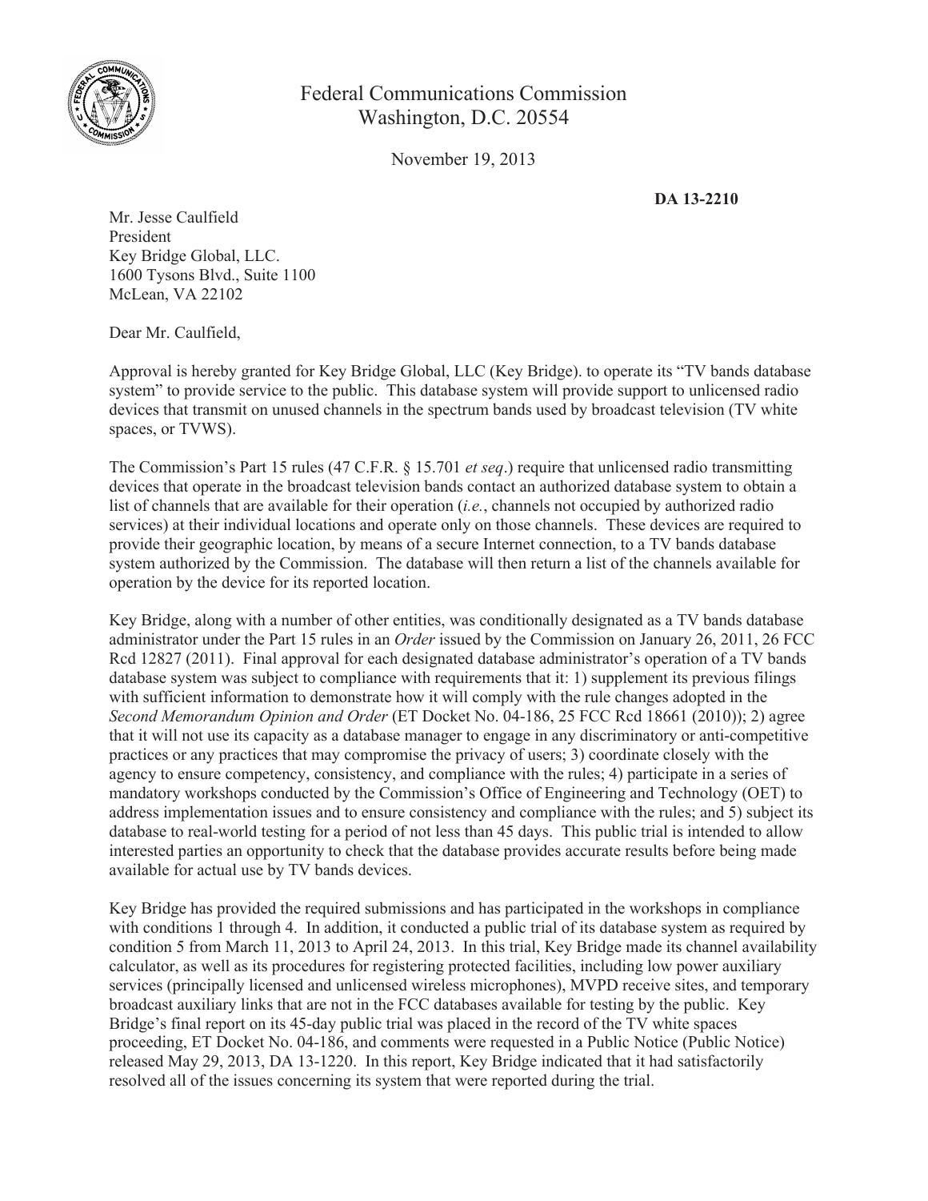Federal Communications Commission
Washington, D.C. 20554

November 19, 2013

**DA 13-2210**

Mr. Jesse Caulfield
President
Key Bridge Global, LLC.
1600 Tysons Blvd., Suite 1100
McLean, VA 22102

Dear Mr. Caulfield,

Approval is hereby granted for Key Bridge Global, LLC (Key Bridge). to operate its "TV bands database system" to provide service to the public. This database system will provide support to unlicensed radio devices that transmit on unused channels in the spectrum bands used by broadcast television (TV white spaces, or TVWS).

The Commission's Part 15 rules (47 C.F.R. § 15.701 *et seq*.) require that unlicensed radio transmitting devices that operate in the broadcast television bands contact an authorized database system to obtain a list of channels that are available for their operation (*i.e.*, channels not occupied by authorized radio services) at their individual locations and operate only on those channels. These devices are required to provide their geographic location, by means of a secure Internet connection, to a TV bands database system authorized by the Commission. The database will then return a list of the channels available for operation by the device for its reported location.

Key Bridge, along with a number of other entities, was conditionally designated as a TV bands database administrator under the Part 15 rules in an *Order* issued by the Commission on January 26, 2011, 26 FCC Rcd 12827 (2011). Final approval for each designated database administrator's operation of a TV bands database system was subject to compliance with requirements that it: 1) supplement its previous filings with sufficient information to demonstrate how it will comply with the rule changes adopted in the *Second Memorandum Opinion and Order* (ET Docket No. 04-186, 25 FCC Rcd 18661 (2010)); 2) agree that it will not use its capacity as a database manager to engage in any discriminatory or anti-competitive practices or any practices that may compromise the privacy of users; 3) coordinate closely with the agency to ensure competency, consistency, and compliance with the rules; 4) participate in a series of mandatory workshops conducted by the Commission's Office of Engineering and Technology (OET) to address implementation issues and to ensure consistency and compliance with the rules; and 5) subject its database to real-world testing for a period of not less than 45 days. This public trial is intended to allow interested parties an opportunity to check that the database provides accurate results before being made available for actual use by TV bands devices.

Key Bridge has provided the required submissions and has participated in the workshops in compliance with conditions 1 through 4. In addition, it conducted a public trial of its database system as required by condition 5 from March 11, 2013 to April 24, 2013. In this trial, Key Bridge made its channel availability calculator, as well as its procedures for registering protected facilities, including low power auxiliary services (principally licensed and unlicensed wireless microphones), MVPD receive sites, and temporary broadcast auxiliary links that are not in the FCC databases available for testing by the public. Key Bridge's final report on its 45-day public trial was placed in the record of the TV white spaces proceeding, ET Docket No. 04-186, and comments were requested in a Public Notice (Public Notice) released May 29, 2013, DA 13-1220. In this report, Key Bridge indicated that it had satisfactorily resolved all of the issues concerning its system that were reported during the trial.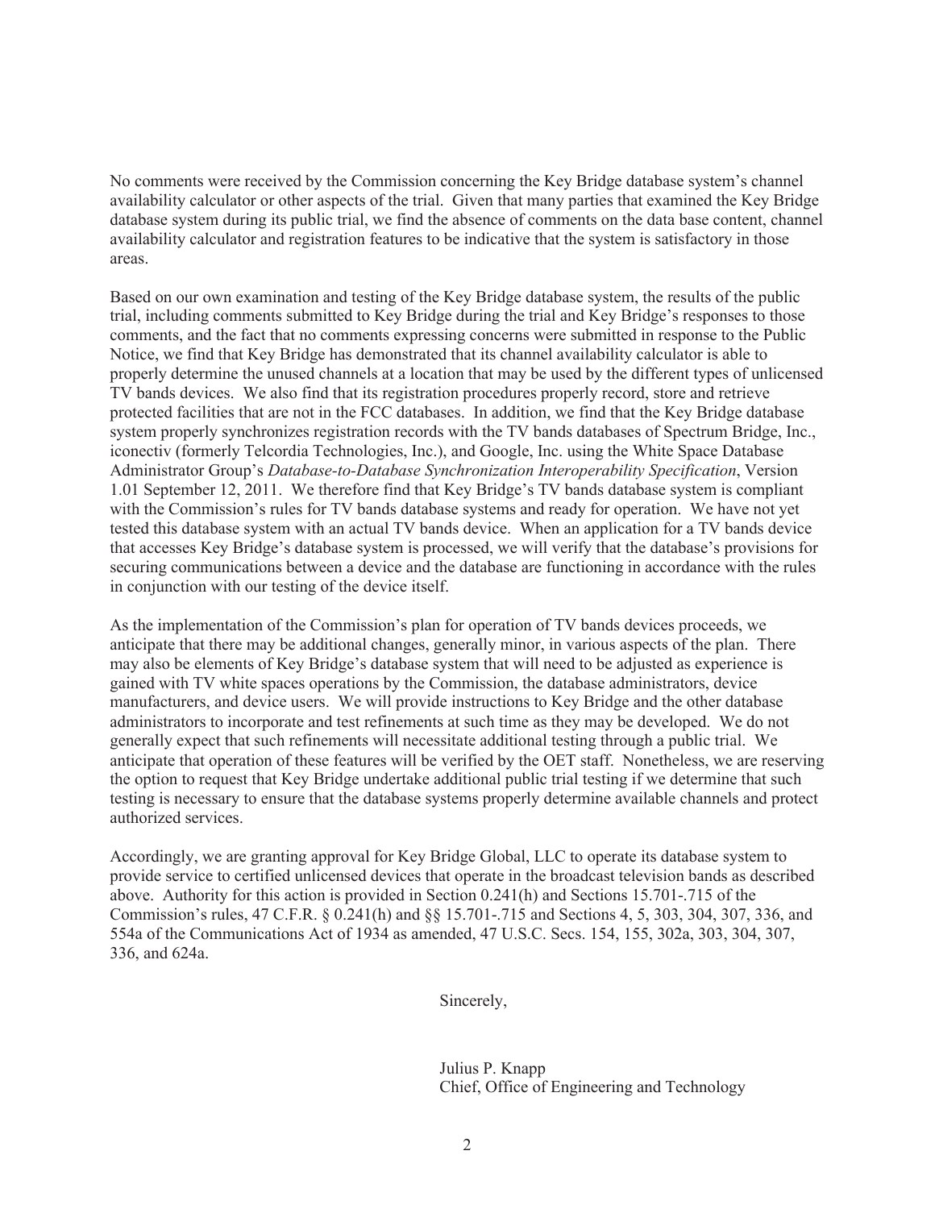No comments were received by the Commission concerning the Key Bridge database system's channel availability calculator or other aspects of the trial. Given that many parties that examined the Key Bridge database system during its public trial, we find the absence of comments on the data base content, channel availability calculator and registration features to be indicative that the system is satisfactory in those areas.

Based on our own examination and testing of the Key Bridge database system, the results of the public trial, including comments submitted to Key Bridge during the trial and Key Bridge's responses to those comments, and the fact that no comments expressing concerns were submitted in response to the Public Notice, we find that Key Bridge has demonstrated that its channel availability calculator is able to properly determine the unused channels at a location that may be used by the different types of unlicensed TV bands devices. We also find that its registration procedures properly record, store and retrieve protected facilities that are not in the FCC databases. In addition, we find that the Key Bridge database system properly synchronizes registration records with the TV bands databases of Spectrum Bridge, Inc., iconectiv (formerly Telcordia Technologies, Inc.), and Google, Inc. using the White Space Database Administrator Group's *Database-to-Database Synchronization Interoperability Specification*, Version 1.01 September 12, 2011. We therefore find that Key Bridge's TV bands database system is compliant with the Commission's rules for TV bands database systems and ready for operation. We have not yet tested this database system with an actual TV bands device. When an application for a TV bands device that accesses Key Bridge's database system is processed, we will verify that the database's provisions for securing communications between a device and the database are functioning in accordance with the rules in conjunction with our testing of the device itself.

As the implementation of the Commission's plan for operation of TV bands devices proceeds, we anticipate that there may be additional changes, generally minor, in various aspects of the plan. There may also be elements of Key Bridge's database system that will need to be adjusted as experience is gained with TV white spaces operations by the Commission, the database administrators, device manufacturers, and device users. We will provide instructions to Key Bridge and the other database administrators to incorporate and test refinements at such time as they may be developed. We do not generally expect that such refinements will necessitate additional testing through a public trial. We anticipate that operation of these features will be verified by the OET staff. Nonetheless, we are reserving the option to request that Key Bridge undertake additional public trial testing if we determine that such testing is necessary to ensure that the database systems properly determine available channels and protect authorized services.

Accordingly, we are granting approval for Key Bridge Global, LLC to operate its database system to provide service to certified unlicensed devices that operate in the broadcast television bands as described above. Authority for this action is provided in Section 0.241(h) and Sections 15.701-.715 of the Commission's rules, 47 C.F.R. § 0.241(h) and §§ 15.701-.715 and Sections 4, 5, 303, 304, 307, 336, and 554a of the Communications Act of 1934 as amended, 47 U.S.C. Secs. 154, 155, 302a, 303, 304, 307, 336, and 624a.

Sincerely,

Julius P. Knapp
Chief, Office of Engineering and Technology